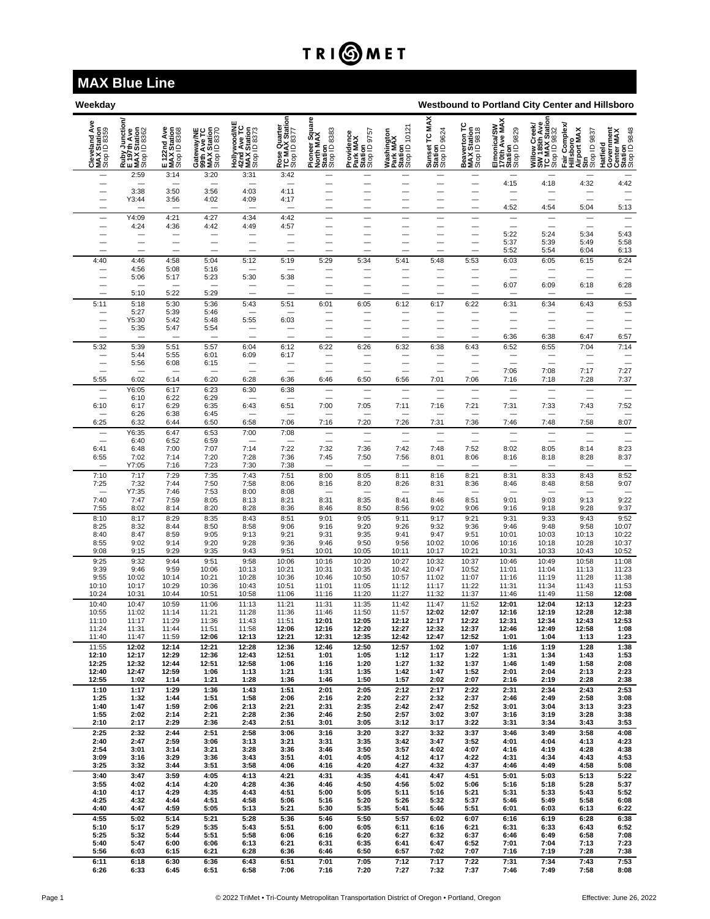# TRIMET

## MAX Blue Line

**Weekday** — **Westbound to Portland City Center and Hillsboro**

| Cleveland Ave MAX Station Stop ID 8359 | Ruby Junction/ E 197th Ave MAX Station Stop ID 8362 | E 122nd Ave MAX Station Stop ID 8368 | Gateway/NE 99th Ave TC MAX Station Stop ID 8370 | Hollywood/NE 42nd Ave TC MAX Station Stop ID 8373 | Rose Quarter TC MAX Station Stop ID 8377 | Pioneer Square North MAX Station Stop ID 8383 | Providence Park MAX Station Stop ID 9757 | Washington Park MAX Station Stop ID 10121 | Sunset TC MAX Station Stop ID 9624 | Beaverton TC MAX Station Stop ID 9818 | Elmonica/SW 170th Ave MAX Station Stop ID 9829 | Willow Creek/ SW 185th Ave TC MAX Station Stop ID 9832 | Fair Complex/ Hillsboro Airport MAX Stn Stop ID 9837 | Hatfield Government Center MAX Station Stop ID 9848 |
|---|---|---|---|---|---|---|---|---|---|---|---|---|---|---|
| — | 2:59 | 3:14 | 3:20 | 3:31 | 3:42 | — | — | — | — | — | — | — | — | — |
| — | — | — | — | — | — | — | — | — | — | — | 4:15 | 4:18 | 4:32 | 4:42 |
| — | 3:38 | 3:50 | 3:56 | 4:03 | 4:11 | — | — | — | — | — | — | — | — | — |
| — | Y3:44 | 3:56 | 4:02 | 4:09 | 4:17 | — | — | — | — | — | — | — | — | — |
| — | — | — | — | — | — | — | — | — | — | — | 4:52 | 4:54 | 5:04 | 5:13 |
| — | Y4:09 | 4:21 | 4:27 | 4:34 | 4:42 | — | — | — | — | — | — | — | — | — |
| — | 4:24 | 4:36 | 4:42 | 4:49 | 4:57 | — | — | — | — | — | — | — | — | — |
| — | — | — | — | — | — | — | — | — | — | — | 5:22 | 5:24 | 5:34 | 5:43 |
| — | — | — | — | — | — | — | — | — | — | — | 5:37 | 5:39 | 5:49 | 5:58 |
| — | — | — | — | — | — | — | — | — | — | — | 5:52 | 5:54 | 6:04 | 6:13 |
| 4:40 | 4:46 | 4:58 | 5:04 | 5:12 | 5:19 | 5:29 | 5:34 | 5:41 | 5:48 | 5:53 | 6:03 | 6:05 | 6:15 | 6:24 |
| — | 4:56 | 5:08 | 5:16 | — | — | — | — | — | — | — | — | — | — | — |
| — | 5:06 | 5:17 | 5:23 | 5:30 | 5:38 | — | — | — | — | — | — | — | — | — |
| — | — | — | — | — | — | — | — | — | — | — | 6:07 | 6:09 | 6:18 | 6:28 |
| — | 5:10 | 5:22 | 5:29 | — | — | — | — | — | — | — | — | — | — | — |
| 5:11 | 5:18 | 5:30 | 5:36 | 5:43 | 5:51 | 6:01 | 6:05 | 6:12 | 6:17 | 6:22 | 6:31 | 6:34 | 6:43 | 6:53 |
| — | 5:27 | 5:39 | 5:46 | — | — | — | — | — | — | — | — | — | — | — |
| — | Y5:30 | 5:42 | 5:48 | 5:55 | 6:03 | — | — | — | — | — | — | — | — | — |
| — | 5:35 | 5:47 | 5:54 | — | — | — | — | — | — | — | — | — | — | — |
| — | — | — | — | — | — | — | — | — | — | — | 6:36 | 6:38 | 6:47 | 6:57 |
| 5:32 | 5:39 | 5:51 | 5:57 | 6:04 | 6:12 | 6:22 | 6:26 | 6:32 | 6:38 | 6:43 | 6:52 | 6:55 | 7:04 | 7:14 |
| — | 5:44 | 5:55 | 6:01 | 6:09 | 6:17 | — | — | — | — | — | — | — | — | — |
| — | 5:56 | 6:08 | 6:15 | — | — | — | — | — | — | — | — | — | — | — |
| — | — | — | — | — | — | — | — | — | — | — | 7:06 | 7:08 | 7:17 | 7:27 |
| 5:55 | 6:02 | 6:14 | 6:20 | 6:28 | 6:36 | 6:46 | 6:50 | 6:56 | 7:01 | 7:06 | 7:16 | 7:18 | 7:28 | 7:37 |
| — | Y6:05 | 6:17 | 6:23 | 6:30 | 6:38 | — | — | — | — | — | — | — | — | — |
| — | 6:10 | 6:22 | 6:29 | — | — | — | — | — | — | — | — | — | — | — |
| 6:10 | 6:17 | 6:29 | 6:35 | 6:43 | 6:51 | 7:00 | 7:05 | 7:11 | 7:16 | 7:21 | 7:31 | 7:33 | 7:43 | 7:52 |
| — | 6:26 | 6:38 | 6:45 | — | — | — | — | — | — | — | — | — | — | — |
| 6:25 | 6:32 | 6:44 | 6:50 | 6:58 | 7:06 | 7:16 | 7:20 | 7:26 | 7:31 | 7:36 | 7:46 | 7:48 | 7:58 | 8:07 |
| — | Y6:35 | 6:47 | 6:53 | 7:00 | 7:08 | — | — | — | — | — | — | — | — | — |
| — | 6:40 | 6:52 | 6:59 | — | — | — | — | — | — | — | — | — | — | — |
| 6:41 | 6:48 | 7:00 | 7:07 | 7:14 | 7:22 | 7:32 | 7:36 | 7:42 | 7:48 | 7:52 | 8:02 | 8:05 | 8:14 | 8:23 |
| 6:55 | 7:02 | 7:14 | 7:20 | 7:28 | 7:36 | 7:45 | 7:50 | 7:56 | 8:01 | 8:06 | 8:16 | 8:18 | 8:28 | 8:37 |
| — | Y7:05 | 7:16 | 7:23 | 7:30 | 7:38 | — | — | — | — | — | — | — | — | — |
| 7:10 | 7:17 | 7:29 | 7:35 | 7:43 | 7:51 | 8:00 | 8:05 | 8:11 | 8:16 | 8:21 | 8:31 | 8:33 | 8:43 | 8:52 |
| 7:25 | 7:32 | 7:44 | 7:50 | 7:58 | 8:06 | 8:16 | 8:20 | 8:26 | 8:31 | 8:36 | 8:46 | 8:48 | 8:58 | 9:07 |
| — | Y7:35 | 7:46 | 7:53 | 8:00 | 8:08 | — | — | — | — | — | — | — | — | — |
| 7:40 | 7:47 | 7:59 | 8:05 | 8:13 | 8:21 | 8:31 | 8:35 | 8:41 | 8:46 | 8:51 | 9:01 | 9:03 | 9:13 | 9:22 |
| 7:55 | 8:02 | 8:14 | 8:20 | 8:28 | 8:36 | 8:46 | 8:50 | 8:56 | 9:02 | 9:06 | 9:16 | 9:18 | 9:28 | 9:37 |
| 8:10 | 8:17 | 8:29 | 8:35 | 8:43 | 8:51 | 9:01 | 9:05 | 9:11 | 9:17 | 9:21 | 9:31 | 9:33 | 9:43 | 9:52 |
| 8:25 | 8:32 | 8:44 | 8:50 | 8:58 | 9:06 | 9:16 | 9:20 | 9:26 | 9:32 | 9:36 | 9:46 | 9:48 | 9:58 | 10:07 |
| 8:40 | 8:47 | 8:59 | 9:05 | 9:13 | 9:21 | 9:31 | 9:35 | 9:41 | 9:47 | 9:51 | 10:01 | 10:03 | 10:13 | 10:22 |
| 8:55 | 9:02 | 9:14 | 9:20 | 9:28 | 9:36 | 9:46 | 9:50 | 9:56 | 10:02 | 10:06 | 10:16 | 10:18 | 10:28 | 10:37 |
| 9:08 | 9:15 | 9:29 | 9:35 | 9:43 | 9:51 | 10:01 | 10:05 | 10:11 | 10:17 | 10:21 | 10:31 | 10:33 | 10:43 | 10:52 |
| 9:25 | 9:32 | 9:44 | 9:51 | 9:58 | 10:06 | 10:16 | 10:20 | 10:27 | 10:32 | 10:37 | 10:46 | 10:49 | 10:58 | 11:08 |
| 9:39 | 9:46 | 9:59 | 10:06 | 10:13 | 10:21 | 10:31 | 10:35 | 10:42 | 10:47 | 10:52 | 11:01 | 11:04 | 11:13 | 11:23 |
| 9:55 | 10:02 | 10:14 | 10:21 | 10:28 | 10:36 | 10:46 | 10:50 | 10:57 | 11:02 | 11:07 | 11:16 | 11:19 | 11:28 | 11:38 |
| 10:10 | 10:17 | 10:29 | 10:36 | 10:43 | 10:51 | 11:01 | 11:05 | 11:12 | 11:17 | 11:22 | 11:31 | 11:34 | 11:43 | 11:53 |
| 10:24 | 10:31 | 10:44 | 10:51 | 10:58 | 11:06 | 11:16 | 11:20 | 11:27 | 11:32 | 11:37 | 11:46 | 11:49 | 11:58 | **12:08** |
| 10:40 | 10:47 | 10:59 | 11:06 | 11:13 | 11:21 | 11:31 | 11:35 | 11:42 | 11:47 | 11:52 | **12:01** | **12:04** | **12:13** | **12:23** |
| 10:55 | 11:02 | 11:14 | 11:21 | 11:28 | 11:36 | 11:46 | 11:50 | 11:57 | **12:02** | **12:07** | **12:16** | **12:19** | **12:28** | **12:38** |
| 11:10 | 11:17 | 11:29 | 11:36 | 11:43 | 11:51 | **12:01** | **12:05** | **12:12** | **12:17** | **12:22** | **12:31** | **12:34** | **12:43** | **12:53** |
| 11:24 | 11:31 | 11:44 | 11:51 | 11:58 | **12:06** | **12:16** | **12:20** | **12:27** | **12:32** | **12:37** | **12:46** | **12:49** | **12:58** | **1:08** |
| 11:40 | 11:47 | 11:59 | **12:06** | **12:13** | **12:21** | **12:31** | **12:35** | **12:42** | **12:47** | **12:52** | **1:01** | **1:04** | **1:13** | **1:23** |
| 11:55 | **12:02** | **12:14** | **12:21** | **12:28** | **12:36** | **12:46** | **12:50** | **12:57** | **1:02** | **1:07** | **1:16** | **1:19** | **1:28** | **1:38** |
| **12:10** | **12:17** | **12:29** | **12:36** | **12:43** | **12:51** | **1:01** | **1:05** | **1:12** | **1:17** | **1:22** | **1:31** | **1:34** | **1:43** | **1:53** |
| **12:25** | **12:32** | **12:44** | **12:51** | **12:58** | **1:06** | **1:16** | **1:20** | **1:27** | **1:32** | **1:37** | **1:46** | **1:49** | **1:58** | **2:08** |
| **12:40** | **12:47** | **12:59** | **1:06** | **1:13** | **1:21** | **1:31** | **1:35** | **1:42** | **1:47** | **1:52** | **2:01** | **2:04** | **2:13** | **2:23** |
| **12:55** | **1:02** | **1:14** | **1:21** | **1:28** | **1:36** | **1:46** | **1:50** | **1:57** | **2:02** | **2:07** | **2:16** | **2:19** | **2:28** | **2:38** |
| **1:10** | **1:17** | **1:29** | **1:36** | **1:43** | **1:51** | **2:01** | **2:05** | **2:12** | **2:17** | **2:22** | **2:31** | **2:34** | **2:43** | **2:53** |
| **1:25** | **1:32** | **1:44** | **1:51** | **1:58** | **2:06** | **2:16** | **2:20** | **2:27** | **2:32** | **2:37** | **2:46** | **2:49** | **2:58** | **3:08** |
| **1:40** | **1:47** | **1:59** | **2:06** | **2:13** | **2:21** | **2:31** | **2:35** | **2:42** | **2:47** | **2:52** | **3:01** | **3:04** | **3:13** | **3:23** |
| **1:55** | **2:02** | **2:14** | **2:21** | **2:28** | **2:36** | **2:46** | **2:50** | **2:57** | **3:02** | **3:07** | **3:16** | **3:19** | **3:28** | **3:38** |
| **2:10** | **2:17** | **2:29** | **2:36** | **2:43** | **2:51** | **3:01** | **3:05** | **3:12** | **3:17** | **3:22** | **3:31** | **3:34** | **3:43** | **3:53** |
| **2:25** | **2:32** | **2:44** | **2:51** | **2:58** | **3:06** | **3:16** | **3:20** | **3:27** | **3:32** | **3:37** | **3:46** | **3:49** | **3:58** | **4:08** |
| **2:40** | **2:47** | **2:59** | **3:06** | **3:13** | **3:21** | **3:31** | **3:35** | **3:42** | **3:47** | **3:52** | **4:01** | **4:04** | **4:13** | **4:23** |
| **2:54** | **3:01** | **3:14** | **3:21** | **3:28** | **3:36** | **3:46** | **3:50** | **3:57** | **4:02** | **4:07** | **4:16** | **4:19** | **4:28** | **4:38** |
| **3:09** | **3:16** | **3:29** | **3:36** | **3:43** | **3:51** | **4:01** | **4:05** | **4:12** | **4:17** | **4:22** | **4:31** | **4:34** | **4:43** | **4:53** |
| **3:25** | **3:32** | **3:44** | **3:51** | **3:58** | **4:06** | **4:16** | **4:20** | **4:27** | **4:32** | **4:37** | **4:46** | **4:49** | **4:58** | **5:08** |
| **3:40** | **3:47** | **3:59** | **4:05** | **4:13** | **4:21** | **4:31** | **4:35** | **4:41** | **4:47** | **4:51** | **5:01** | **5:03** | **5:13** | **5:22** |
| **3:55** | **4:02** | **4:14** | **4:20** | **4:28** | **4:36** | **4:46** | **4:50** | **4:56** | **5:02** | **5:06** | **5:16** | **5:18** | **5:28** | **5:37** |
| **4:10** | **4:17** | **4:29** | **4:35** | **4:43** | **4:51** | **5:00** | **5:05** | **5:11** | **5:16** | **5:21** | **5:31** | **5:33** | **5:43** | **5:52** |
| **4:25** | **4:32** | **4:44** | **4:51** | **4:58** | **5:06** | **5:16** | **5:20** | **5:26** | **5:32** | **5:37** | **5:46** | **5:49** | **5:58** | **6:08** |
| **4:40** | **4:47** | **4:59** | **5:05** | **5:13** | **5:21** | **5:30** | **5:35** | **5:41** | **5:46** | **5:51** | **6:01** | **6:03** | **6:13** | **6:22** |
| **4:55** | **5:02** | **5:14** | **5:21** | **5:28** | **5:36** | **5:46** | **5:50** | **5:57** | **6:02** | **6:07** | **6:16** | **6:19** | **6:28** | **6:38** |
| **5:10** | **5:17** | **5:29** | **5:35** | **5:43** | **5:51** | **6:00** | **6:05** | **6:11** | **6:16** | **6:21** | **6:31** | **6:33** | **6:43** | **6:52** |
| **5:25** | **5:32** | **5:44** | **5:51** | **5:58** | **6:06** | **6:16** | **6:20** | **6:27** | **6:32** | **6:37** | **6:46** | **6:49** | **6:58** | **7:08** |
| **5:40** | **5:47** | **6:00** | **6:06** | **6:13** | **6:21** | **6:31** | **6:35** | **6:41** | **6:47** | **6:52** | **7:01** | **7:04** | **7:13** | **7:23** |
| **5:56** | **6:03** | **6:15** | **6:21** | **6:28** | **6:36** | **6:46** | **6:50** | **6:57** | **7:02** | **7:07** | **7:16** | **7:19** | **7:28** | **7:38** |
| **6:11** | **6:18** | **6:30** | **6:36** | **6:43** | **6:51** | **7:01** | **7:05** | **7:12** | **7:17** | **7:22** | **7:31** | **7:34** | **7:43** | **7:53** |
| **6:26** | **6:33** | **6:45** | **6:51** | **6:58** | **7:06** | **7:16** | **7:20** | **7:27** | **7:32** | **7:37** | **7:46** | **7:49** | **7:58** | **8:08** |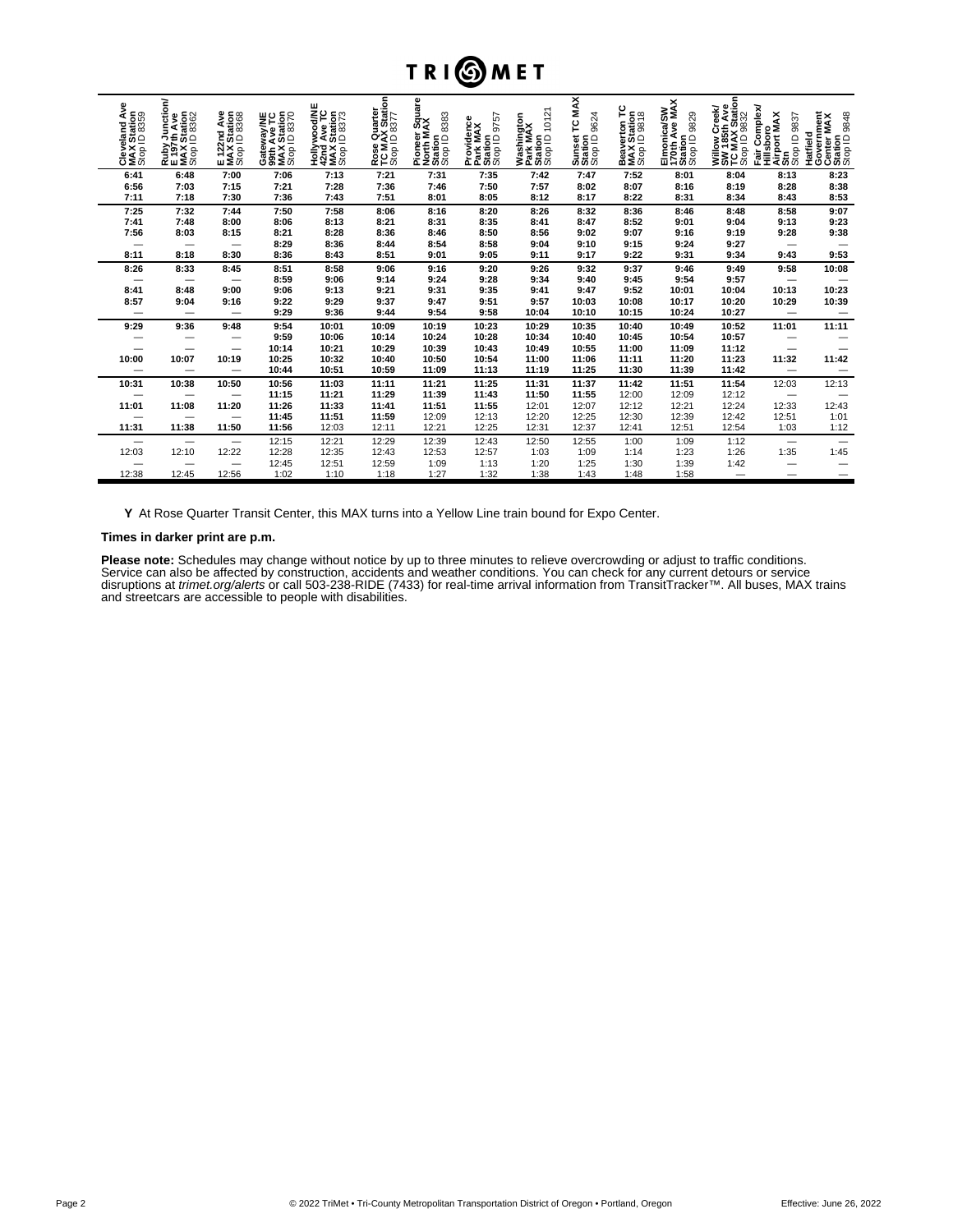TRIMET

| Cleveland Ave MAX Station Stop ID 8359 | Ruby Junction/ E 197th Ave MAX Station Stop ID 8362 | E 122nd Ave MAX Station Stop ID 8368 | Gateway/NE 99th Ave TC MAX Station Stop ID 8370 | Hollywood/NE 42nd Ave TC MAX Station Stop ID 8373 | Rose Quarter TC MAX Station Stop ID 8377 | Pioneer Square North MAX Station Stop ID 8383 | Providence Park MAX Station Stop ID 9757 | Washington Park MAX Station Stop ID 10121 | Sunset TC MAX Station Stop ID 9624 | Beaverton TC MAX Station Stop ID 9818 | Elmonica/SW 170th Ave MAX Station Stop ID 9829 | Willow Creek/ SW 185th Ave TC MAX Station Stop ID 9832 | Fair Complex/ Hillsboro Airport MAX Stn Stop ID 9837 | Hatfield Government Center MAX Station Stop ID 9848 |
|---|---|---|---|---|---|---|---|---|---|---|---|---|---|---|
| 6:41 | 6:48 | 7:00 | 7:06 | 7:13 | 7:21 | 7:31 | 7:35 | 7:42 | 7:47 | 7:52 | 8:01 | 8:04 | 8:13 | 8:23 |
| 6:56 | 7:03 | 7:15 | 7:21 | 7:28 | 7:36 | 7:46 | 7:50 | 7:57 | 8:02 | 8:07 | 8:16 | 8:19 | 8:28 | 8:38 |
| 7:11 | 7:18 | 7:30 | 7:36 | 7:43 | 7:51 | 8:01 | 8:05 | 8:12 | 8:17 | 8:22 | 8:31 | 8:34 | 8:43 | 8:53 |
| 7:25 | 7:32 | 7:44 | 7:50 | 7:58 | 8:06 | 8:16 | 8:20 | 8:26 | 8:32 | 8:36 | 8:46 | 8:48 | 8:58 | 9:07 |
| 7:41 | 7:48 | 8:00 | 8:06 | 8:13 | 8:21 | 8:31 | 8:35 | 8:41 | 8:47 | 8:52 | 9:01 | 9:04 | 9:13 | 9:23 |
| 7:56 | 8:03 | 8:15 | 8:21 | 8:28 | 8:36 | 8:46 | 8:50 | 8:56 | 9:02 | 9:07 | 9:16 | 9:19 | 9:28 | 9:38 |
| — | — | — | 8:29 | 8:36 | 8:44 | 8:54 | 8:58 | 9:04 | 9:10 | 9:15 | 9:24 | 9:27 | — | — |
| 8:11 | 8:18 | 8:30 | 8:36 | 8:43 | 8:51 | 9:01 | 9:05 | 9:11 | 9:17 | 9:22 | 9:31 | 9:34 | 9:43 | 9:53 |
| 8:26 | 8:33 | 8:45 | 8:51 | 8:58 | 9:06 | 9:16 | 9:20 | 9:26 | 9:32 | 9:37 | 9:46 | 9:49 | 9:58 | 10:08 |
| — | — | — | 8:59 | 9:06 | 9:14 | 9:24 | 9:28 | 9:34 | 9:40 | 9:45 | 9:54 | 9:57 | — | — |
| 8:41 | 8:48 | 9:00 | 9:06 | 9:13 | 9:21 | 9:31 | 9:35 | 9:41 | 9:47 | 9:52 | 10:01 | 10:04 | 10:13 | 10:23 |
| 8:57 | 9:04 | 9:16 | 9:22 | 9:29 | 9:37 | 9:47 | 9:51 | 9:57 | 10:03 | 10:08 | 10:17 | 10:20 | 10:29 | 10:39 |
| — | — | — | 9:29 | 9:36 | 9:44 | 9:54 | 9:58 | 10:04 | 10:10 | 10:15 | 10:24 | 10:27 | — | — |
| 9:29 | 9:36 | 9:48 | 9:54 | 10:01 | 10:09 | 10:19 | 10:23 | 10:29 | 10:35 | 10:40 | 10:49 | 10:52 | 11:01 | 11:11 |
| — | — | — | 9:59 | 10:06 | 10:14 | 10:24 | 10:28 | 10:34 | 10:40 | 10:45 | 10:54 | 10:57 | — | — |
| — | — | — | 10:14 | 10:21 | 10:29 | 10:39 | 10:43 | 10:49 | 10:55 | 11:00 | 11:09 | 11:12 | — | — |
| 10:00 | 10:07 | 10:19 | 10:25 | 10:32 | 10:40 | 10:50 | 10:54 | 11:00 | 11:06 | 11:11 | 11:20 | 11:23 | 11:32 | 11:42 |
| — | — | — | 10:44 | 10:51 | 10:59 | 11:09 | 11:13 | 11:19 | 11:25 | 11:30 | 11:39 | 11:42 | — | — |
| 10:31 | 10:38 | 10:50 | 10:56 | 11:03 | 11:11 | 11:21 | 11:25 | 11:31 | 11:37 | 11:42 | 11:51 | 11:54 | 12:03 | 12:13 |
| — | — | — | 11:15 | 11:21 | 11:29 | 11:39 | 11:43 | 11:50 | 11:55 | 12:00 | 12:09 | 12:12 | — | — |
| 11:01 | 11:08 | 11:20 | 11:26 | 11:33 | 11:41 | 11:51 | 11:55 | 12:01 | 12:07 | 12:12 | 12:21 | 12:24 | 12:33 | 12:43 |
| — | — | — | 11:45 | 11:51 | 11:59 | 12:09 | 12:13 | 12:20 | 12:25 | 12:30 | 12:39 | 12:42 | 12:51 | 1:01 |
| 11:31 | 11:38 | 11:50 | 11:56 | 12:03 | 12:11 | 12:21 | 12:25 | 12:31 | 12:37 | 12:41 | 12:51 | 12:54 | 1:03 | 1:12 |
| — | — | — | 12:15 | 12:21 | 12:29 | 12:39 | 12:43 | 12:50 | 12:55 | 1:00 | 1:09 | 1:12 | — | — |
| 12:03 | 12:10 | 12:22 | 12:28 | 12:35 | 12:43 | 12:53 | 12:57 | 1:03 | 1:09 | 1:14 | 1:23 | 1:26 | 1:35 | 1:45 |
| — | — | — | 12:45 | 12:51 | 12:59 | 1:09 | 1:13 | 1:20 | 1:25 | 1:30 | 1:39 | 1:42 | — | — |
| 12:38 | 12:45 | 12:56 | 1:02 | 1:10 | 1:18 | 1:27 | 1:32 | 1:38 | 1:43 | 1:48 | 1:58 | — | — | — |

**Y** At Rose Quarter Transit Center, this MAX turns into a Yellow Line train bound for Expo Center.

**Times in darker print are p.m.**

**Please note:** Schedules may change without notice by up to three minutes to relieve overcrowding or adjust to traffic conditions. Service can also be affected by construction, accidents and weather conditions. You can check for any current detours or service disruptions at *trimet.org/alerts* or call 503-238-RIDE (7433) for real-time arrival information from TransitTracker™. All buses, MAX trains and streetcars are accessible to people with disabilities.

© 2022 TriMet • Tri-County Metropolitan Transportation District of Oregon • Portland, Oregon

Effective: June 26, 2022